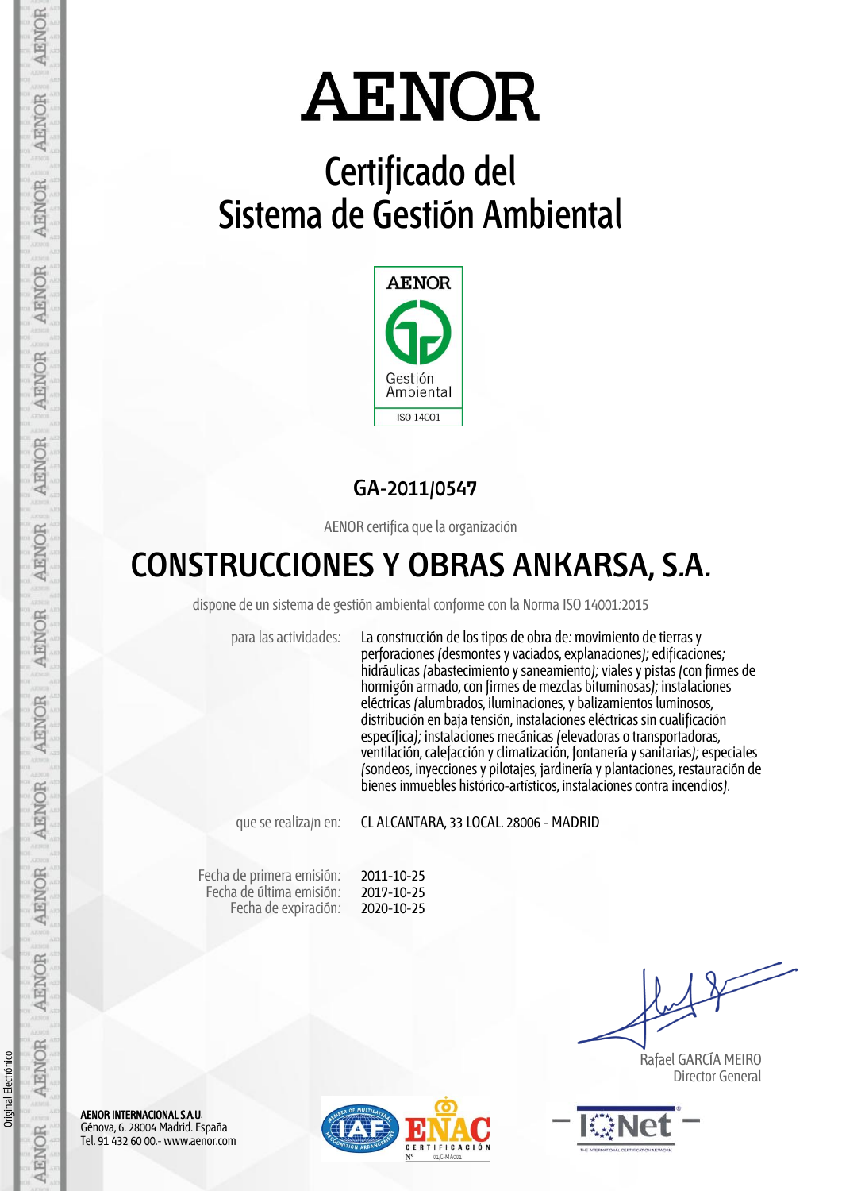# AENOR

## Certificado del Sistema de Gestión Ambiental

AENOR

Gestión Ambiental

ISO 14001

**GA-2011/0547**

AENOR certifica que la organización

## CONSTRUCCIONES Y OBRAS ANKARSA, S.A.

dispone de un sistema de gestión ambiental conforme con la Norma ISO 14001:2015

para las actividades: La construcción de los tipos de obra de: movimiento de tierras y perforaciones (desmontes y vaciados, explanaciones); edificaciones; hidráulicas (abastecimiento y saneamiento); viales y pistas (con firmes de hormigón armado, con firmes de mezclas bituminosas); instalaciones eléctricas (alumbrados, iluminaciones, y balizamientos luminosos, distribución en baja tensión, instalaciones eléctricas sin cualificación específica); instalaciones mecánicas (elevadoras o transportadoras, ventilación, calefacción y climatización, fontanería y sanitarias); especiales (sondeos, inyecciones y pilotajes, jardinería y plantaciones, restauración de bienes inmuebles histórico-artísticos, instalaciones contra incendios).

que se realiza/n en: CL ALCANTARA, 33 LOCAL. 28006 - MADRID

Fecha de primera emisión: 2011-10-25
Fecha de última emisión: 2017-10-25
Fecha de expiración: 2020-10-25

Rafael GARCÍA MEIRO
Director General

**AENOR INTERNACIONAL S.A.U.**
Génova, 6. 28004 Madrid. España
Tel. 91 432 60 00.- www.aenor.com

Original Electrónico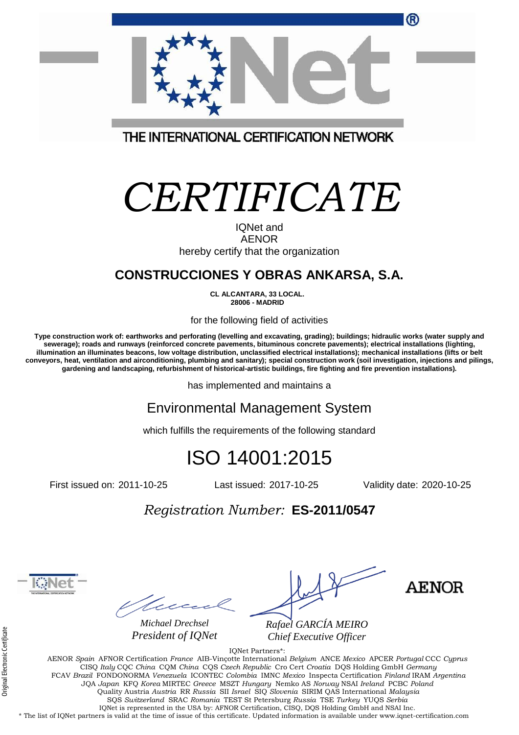THE INTERNATIONAL CERTIFICATION NETWORK

# CERTIFICATE

IQNet and
AENOR
hereby certify that the organization

## CONSTRUCCIONES Y OBRAS ANKARSA, S.A.

**CL ALCANTARA, 33 LOCAL.**
**28006 - MADRID**

for the following field of activities

**Type construction work of: earthworks and perforating (levelling and excavating, grading); buildings; hidraulic works (water supply and sewerage); roads and runways (reinforced concrete pavements, bituminous concrete pavements); electrical installations (lighting, illumination an illuminates beacons, low voltage distribution, unclassified electrical installations); mechanical installations (lifts or belt conveyors, heat, ventilation and airconditioning, plumbing and sanitary); special construction work (soil investigation, injections and pilings, gardening and landscaping, refurbishment of historical-artistic buildings, fire fighting and fire prevention installations).**

has implemented and maintains a

## Environmental Management System

which fulfills the requirements of the following standard

# ISO 14001:2015

First issued on: 2011-10-25 Last issued: 2017-10-25 Validity date: 2020-10-25

*Registration Number:* **ES-2011/0547**

*Michael Drechsel*
*President of IQNet*

*Rafael GARCÍA MEIRO*
*Chief Executive Officer*

AENOR

IQNet Partners*:

AENOR *Spain* AFNOR Certification *France* AIB-Vinçotte International *Belgium* ANCE *Mexico* APCER *Portugal* CCC *Cyprus* CISQ *Italy* CQC *China* CQM *China* CQS *Czech Republic* Cro Cert *Croatia* DQS Holding GmbH *Germany* FCAV *Brazil* FONDONORMA *Venezuela* ICONTEC *Colombia* IMNC *Mexico* Inspecta Certification *Finland* IRAM *Argentina* JQA *Japan* KFQ *Korea* MIRTEC *Greece* MSZT *Hungary* Nemko AS *Norway* NSAI *Ireland* PCBC *Poland* Quality Austria *Austria* RR *Russia* SII *Israel* SIQ *Slovenia* SIRIM QAS International *Malaysia* SQS *Switzerland* SRAC *Romania* TEST St Petersburg *Russia* TSE *Turkey* YUQS *Serbia*

IQNet is represented in the USA by: AFNOR Certification, CISQ, DQS Holding GmbH and NSAI Inc.

* The list of IQNet partners is valid at the time of issue of this certificate. Updated information is available under www.iqnet-certification.com

Original Electronic Certificate